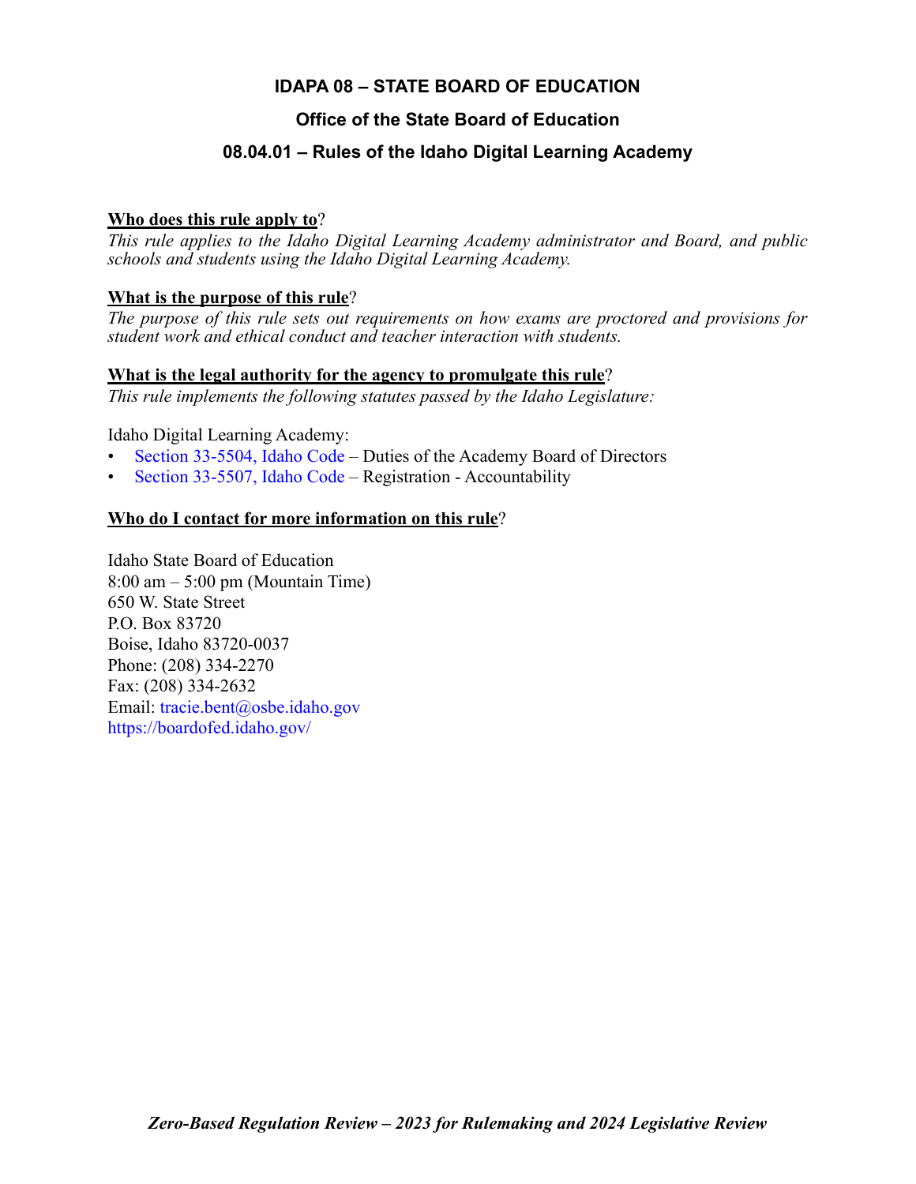# IDAPA 08 – STATE BOARD OF EDUCATION

## Office of the State Board of Education

## 08.04.01 – Rules of the Idaho Digital Learning Academy

**Who does this rule apply to**?

*This rule applies to the Idaho Digital Learning Academy administrator and Board, and public schools and students using the Idaho Digital Learning Academy.*

**What is the purpose of this rule**?

*The purpose of this rule sets out requirements on how exams are proctored and provisions for student work and ethical conduct and teacher interaction with students.*

**What is the legal authority for the agency to promulgate this rule**?

*This rule implements the following statutes passed by the Idaho Legislature:*

Idaho Digital Learning Academy:

- Section 33-5504, Idaho Code – Duties of the Academy Board of Directors
- Section 33-5507, Idaho Code – Registration - Accountability

**Who do I contact for more information on this rule**?

Idaho State Board of Education
8:00 am – 5:00 pm (Mountain Time)
650 W. State Street
P.O. Box 83720
Boise, Idaho 83720-0037
Phone: (208) 334-2270
Fax: (208) 334-2632
Email: tracie.bent@osbe.idaho.gov
https://boardofed.idaho.gov/

*Zero-Based Regulation Review – 2023 for Rulemaking and 2024 Legislative Review*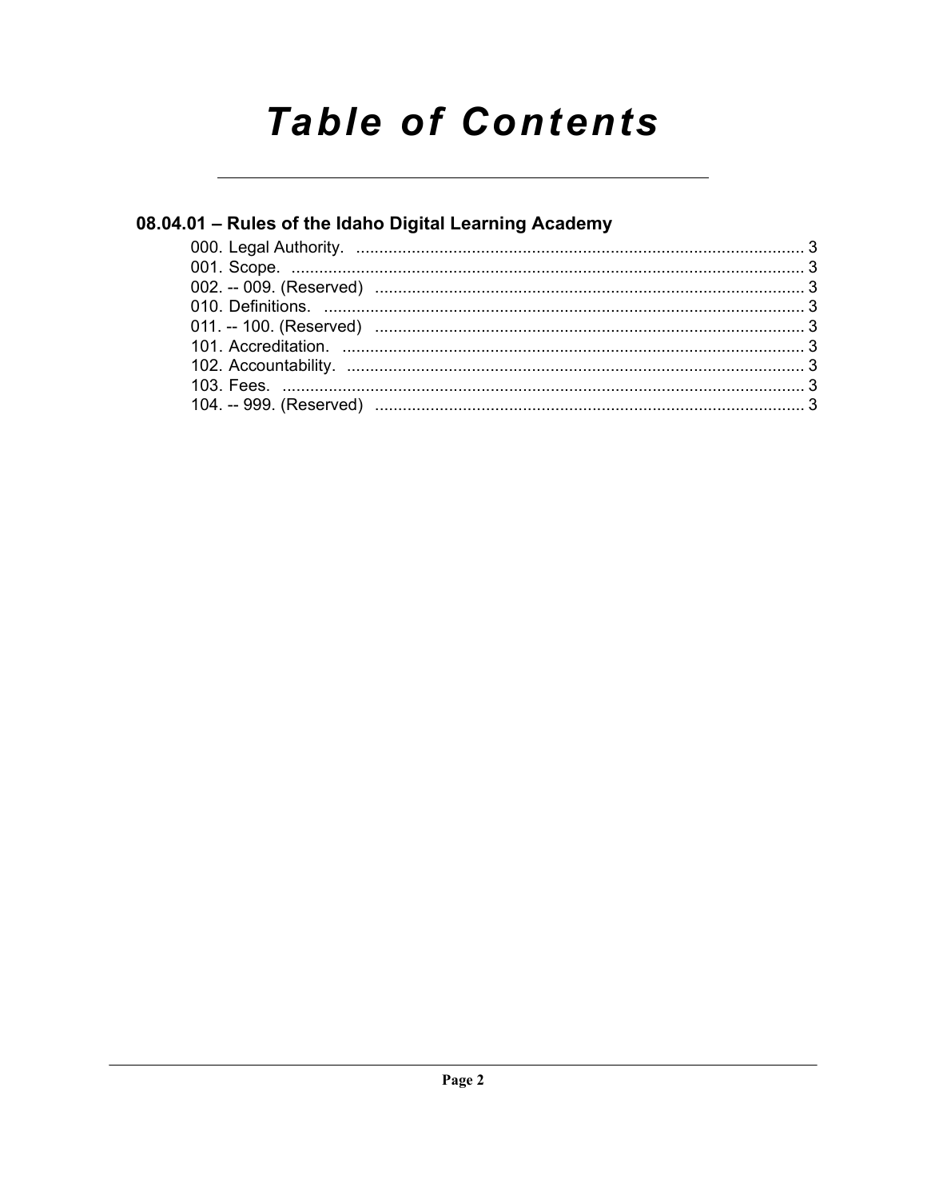# Table of Contents

## 08.04.01 – Rules of the Idaho Digital Learning Academy

000. Legal Authority. .................................................................................................... 3
001. Scope. .................................................................................................................. 3
002. -- 009. (Reserved) ................................................................................................ 3
010. Definitions. ........................................................................................................... 3
011. -- 100. (Reserved) ................................................................................................ 3
101. Accreditation. ....................................................................................................... 3
102. Accountability. ...................................................................................................... 3
103. Fees. .................................................................................................................... 3
104. -- 999. (Reserved) ................................................................................................ 3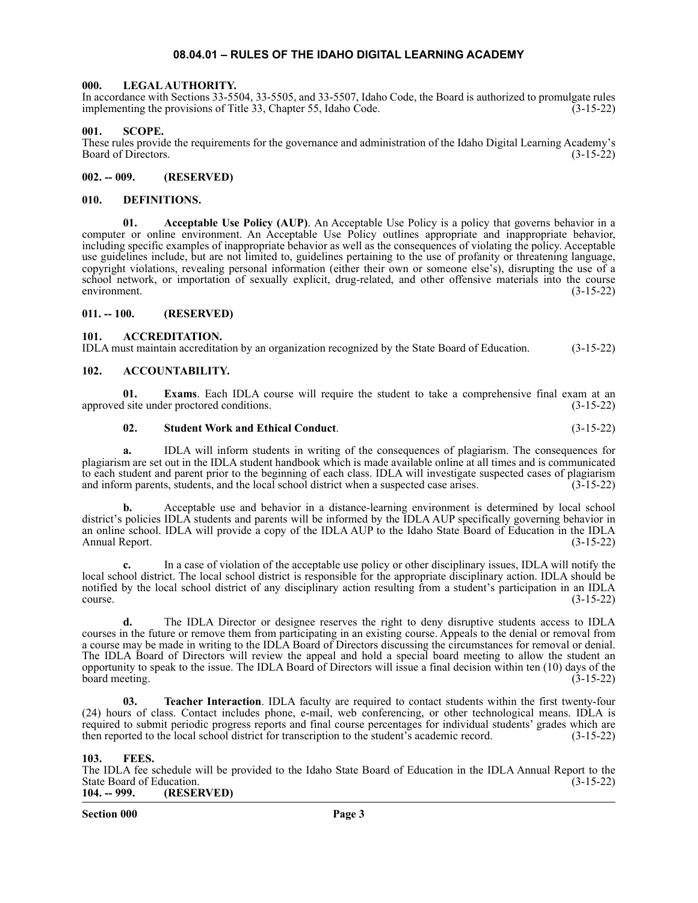# 08.04.01 – RULES OF THE IDAHO DIGITAL LEARNING ACADEMY

## 000. LEGAL AUTHORITY.

In accordance with Sections 33-5504, 33-5505, and 33-5507, Idaho Code, the Board is authorized to promulgate rules implementing the provisions of Title 33, Chapter 55, Idaho Code. (3-15-22)

## 001. SCOPE.

These rules provide the requirements for the governance and administration of the Idaho Digital Learning Academy's Board of Directors. (3-15-22)

## 002. -- 009. (RESERVED)

## 010. DEFINITIONS.

**01. Acceptable Use Policy (AUP)**. An Acceptable Use Policy is a policy that governs behavior in a computer or online environment. An Acceptable Use Policy outlines appropriate and inappropriate behavior, including specific examples of inappropriate behavior as well as the consequences of violating the policy. Acceptable use guidelines include, but are not limited to, guidelines pertaining to the use of profanity or threatening language, copyright violations, revealing personal information (either their own or someone else's), disrupting the use of a school network, or importation of sexually explicit, drug-related, and other offensive materials into the course environment. (3-15-22)

## 011. -- 100. (RESERVED)

## 101. ACCREDITATION.

IDLA must maintain accreditation by an organization recognized by the State Board of Education. (3-15-22)

## 102. ACCOUNTABILITY.

**01. Exams**. Each IDLA course will require the student to take a comprehensive final exam at an approved site under proctored conditions. (3-15-22)

**02. Student Work and Ethical Conduct**. (3-15-22)

**a.** IDLA will inform students in writing of the consequences of plagiarism. The consequences for plagiarism are set out in the IDLA student handbook which is made available online at all times and is communicated to each student and parent prior to the beginning of each class. IDLA will investigate suspected cases of plagiarism and inform parents, students, and the local school district when a suspected case arises. (3-15-22)

**b.** Acceptable use and behavior in a distance-learning environment is determined by local school district's policies IDLA students and parents will be informed by the IDLA AUP specifically governing behavior in an online school. IDLA will provide a copy of the IDLA AUP to the Idaho State Board of Education in the IDLA Annual Report. (3-15-22)

**c.** In a case of violation of the acceptable use policy or other disciplinary issues, IDLA will notify the local school district. The local school district is responsible for the appropriate disciplinary action. IDLA should be notified by the local school district of any disciplinary action resulting from a student's participation in an IDLA course. (3-15-22)

**d.** The IDLA Director or designee reserves the right to deny disruptive students access to IDLA courses in the future or remove them from participating in an existing course. Appeals to the denial or removal from a course may be made in writing to the IDLA Board of Directors discussing the circumstances for removal or denial. The IDLA Board of Directors will review the appeal and hold a special board meeting to allow the student an opportunity to speak to the issue. The IDLA Board of Directors will issue a final decision within ten (10) days of the board meeting. (3-15-22)

**03. Teacher Interaction**. IDLA faculty are required to contact students within the first twenty-four (24) hours of class. Contact includes phone, e-mail, web conferencing, or other technological means. IDLA is required to submit periodic progress reports and final course percentages for individual students' grades which are then reported to the local school district for transcription to the student's academic record. (3-15-22)

## 103. FEES.

The IDLA fee schedule will be provided to the Idaho State Board of Education in the IDLA Annual Report to the State Board of Education. (3-15-22)

## 104. -- 999. (RESERVED)